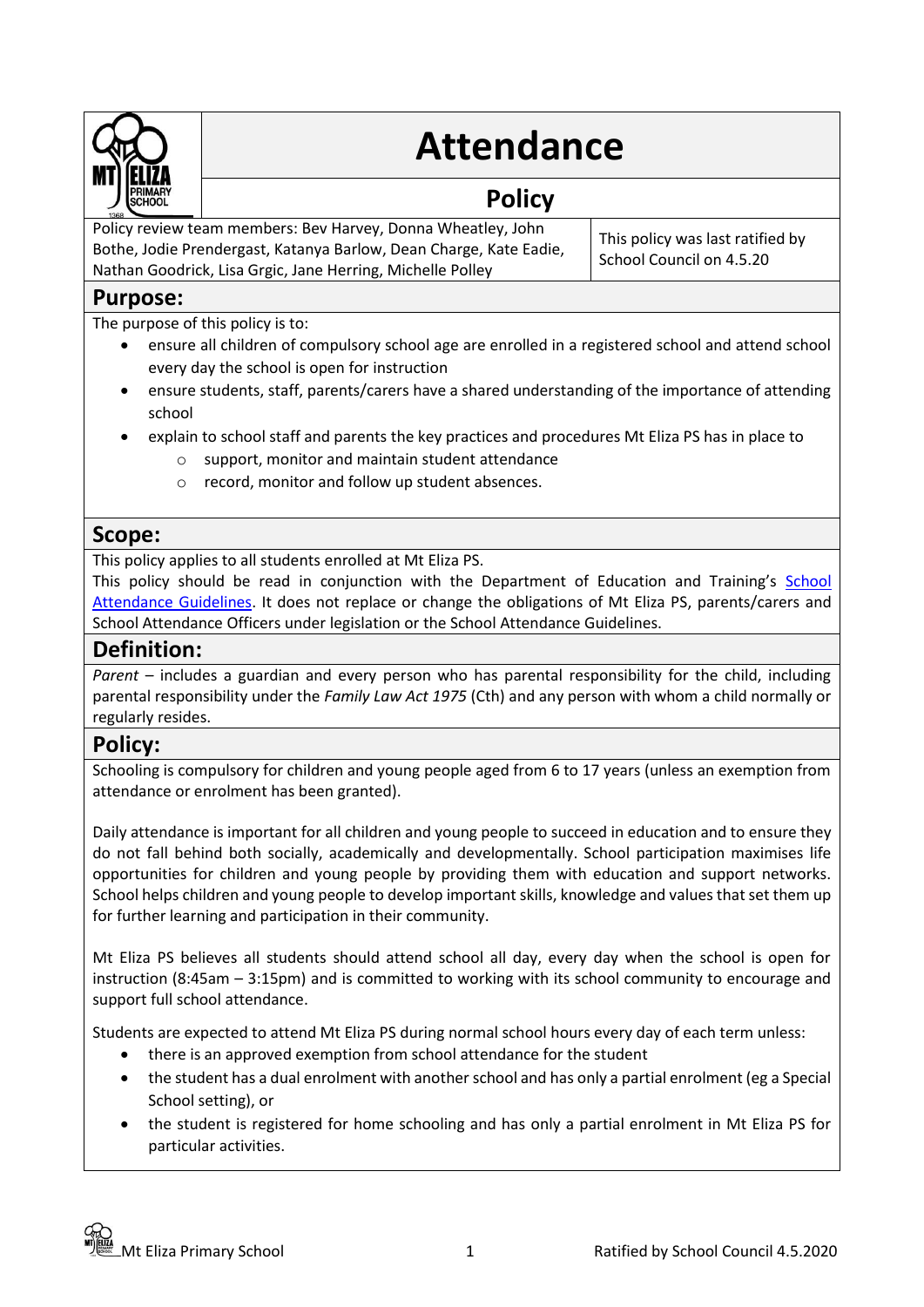# Attendance

## Policy

| Policy review team members: Bev Harvey, Donna Wheatley, John Bothe, Jodie Prendergast, Katanya Barlow, Dean Charge, Kate Eadie, Nathan Goodrick, Lisa Grgic, Jane Herring, Michelle Polley | This policy was last ratified by School Council on 4.5.20 |
| --- | --- |

## Purpose:

The purpose of this policy is to:

- ensure all children of compulsory school age are enrolled in a registered school and attend school every day the school is open for instruction
- ensure students, staff, parents/carers have a shared understanding of the importance of attending school
- explain to school staff and parents the key practices and procedures Mt Eliza PS has in place to
  - support, monitor and maintain student attendance
  - record, monitor and follow up student absences.

## Scope:

This policy applies to all students enrolled at Mt Eliza PS.

This policy should be read in conjunction with the Department of Education and Training's School Attendance Guidelines. It does not replace or change the obligations of Mt Eliza PS, parents/carers and School Attendance Officers under legislation or the School Attendance Guidelines.

## Definition:

*Parent* – includes a guardian and every person who has parental responsibility for the child, including parental responsibility under the *Family Law Act 1975* (Cth) and any person with whom a child normally or regularly resides.

## Policy:

Schooling is compulsory for children and young people aged from 6 to 17 years (unless an exemption from attendance or enrolment has been granted).

Daily attendance is important for all children and young people to succeed in education and to ensure they do not fall behind both socially, academically and developmentally. School participation maximises life opportunities for children and young people by providing them with education and support networks. School helps children and young people to develop important skills, knowledge and values that set them up for further learning and participation in their community.

Mt Eliza PS believes all students should attend school all day, every day when the school is open for instruction (8:45am – 3:15pm) and is committed to working with its school community to encourage and support full school attendance.

Students are expected to attend Mt Eliza PS during normal school hours every day of each term unless:

- there is an approved exemption from school attendance for the student
- the student has a dual enrolment with another school and has only a partial enrolment (eg a Special School setting), or
- the student is registered for home schooling and has only a partial enrolment in Mt Eliza PS for particular activities.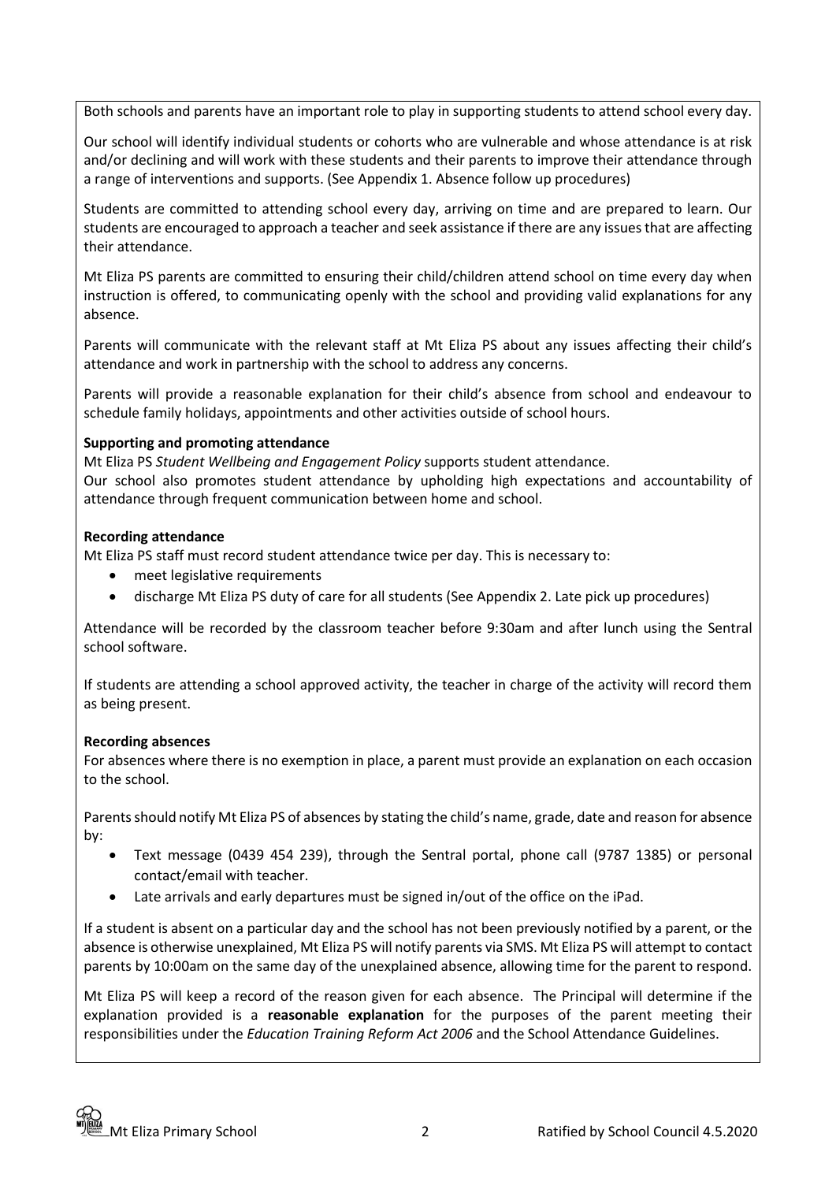Both schools and parents have an important role to play in supporting students to attend school every day.

Our school will identify individual students or cohorts who are vulnerable and whose attendance is at risk and/or declining and will work with these students and their parents to improve their attendance through a range of interventions and supports. (See Appendix 1. Absence follow up procedures)

Students are committed to attending school every day, arriving on time and are prepared to learn. Our students are encouraged to approach a teacher and seek assistance if there are any issues that are affecting their attendance.

Mt Eliza PS parents are committed to ensuring their child/children attend school on time every day when instruction is offered, to communicating openly with the school and providing valid explanations for any absence.

Parents will communicate with the relevant staff at Mt Eliza PS about any issues affecting their child's attendance and work in partnership with the school to address any concerns.

Parents will provide a reasonable explanation for their child's absence from school and endeavour to schedule family holidays, appointments and other activities outside of school hours.

**Supporting and promoting attendance**

Mt Eliza PS *Student Wellbeing and Engagement Policy* supports student attendance.
Our school also promotes student attendance by upholding high expectations and accountability of attendance through frequent communication between home and school.

**Recording attendance**

Mt Eliza PS staff must record student attendance twice per day. This is necessary to:

- meet legislative requirements
- discharge Mt Eliza PS duty of care for all students (See Appendix 2. Late pick up procedures)

Attendance will be recorded by the classroom teacher before 9:30am and after lunch using the Sentral school software.

If students are attending a school approved activity, the teacher in charge of the activity will record them as being present.

**Recording absences**

For absences where there is no exemption in place, a parent must provide an explanation on each occasion to the school.

Parents should notify Mt Eliza PS of absences by stating the child's name, grade, date and reason for absence by:

- Text message (0439 454 239), through the Sentral portal, phone call (9787 1385) or personal contact/email with teacher.
- Late arrivals and early departures must be signed in/out of the office on the iPad.

If a student is absent on a particular day and the school has not been previously notified by a parent, or the absence is otherwise unexplained, Mt Eliza PS will notify parents via SMS. Mt Eliza PS will attempt to contact parents by 10:00am on the same day of the unexplained absence, allowing time for the parent to respond.

Mt Eliza PS will keep a record of the reason given for each absence. The Principal will determine if the explanation provided is a **reasonable explanation** for the purposes of the parent meeting their responsibilities under the *Education Training Reform Act 2006* and the School Attendance Guidelines.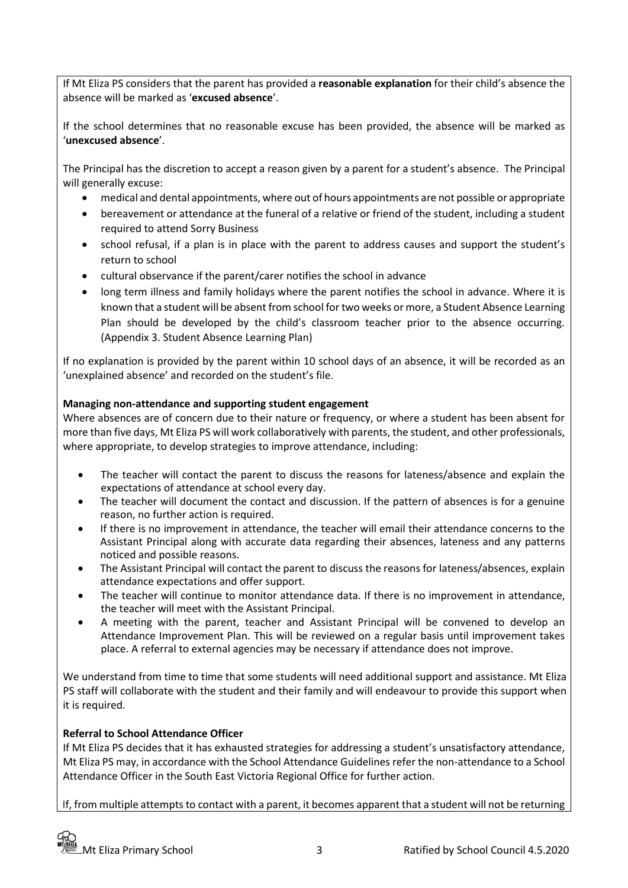If Mt Eliza PS considers that the parent has provided a **reasonable explanation** for their child's absence the absence will be marked as '**excused absence**'.

If the school determines that no reasonable excuse has been provided, the absence will be marked as '**unexcused absence**'.

The Principal has the discretion to accept a reason given by a parent for a student's absence. The Principal will generally excuse:

- medical and dental appointments, where out of hours appointments are not possible or appropriate
- bereavement or attendance at the funeral of a relative or friend of the student, including a student required to attend Sorry Business
- school refusal, if a plan is in place with the parent to address causes and support the student's return to school
- cultural observance if the parent/carer notifies the school in advance
- long term illness and family holidays where the parent notifies the school in advance. Where it is known that a student will be absent from school for two weeks or more, a Student Absence Learning Plan should be developed by the child's classroom teacher prior to the absence occurring. (Appendix 3. Student Absence Learning Plan)

If no explanation is provided by the parent within 10 school days of an absence, it will be recorded as an 'unexplained absence' and recorded on the student's file.

**Managing non-attendance and supporting student engagement**

Where absences are of concern due to their nature or frequency, or where a student has been absent for more than five days, Mt Eliza PS will work collaboratively with parents, the student, and other professionals, where appropriate, to develop strategies to improve attendance, including:

- The teacher will contact the parent to discuss the reasons for lateness/absence and explain the expectations of attendance at school every day.
- The teacher will document the contact and discussion. If the pattern of absences is for a genuine reason, no further action is required.
- If there is no improvement in attendance, the teacher will email their attendance concerns to the Assistant Principal along with accurate data regarding their absences, lateness and any patterns noticed and possible reasons.
- The Assistant Principal will contact the parent to discuss the reasons for lateness/absences, explain attendance expectations and offer support.
- The teacher will continue to monitor attendance data. If there is no improvement in attendance, the teacher will meet with the Assistant Principal.
- A meeting with the parent, teacher and Assistant Principal will be convened to develop an Attendance Improvement Plan. This will be reviewed on a regular basis until improvement takes place. A referral to external agencies may be necessary if attendance does not improve.

We understand from time to time that some students will need additional support and assistance. Mt Eliza PS staff will collaborate with the student and their family and will endeavour to provide this support when it is required.

**Referral to School Attendance Officer**

If Mt Eliza PS decides that it has exhausted strategies for addressing a student's unsatisfactory attendance, Mt Eliza PS may, in accordance with the School Attendance Guidelines refer the non-attendance to a School Attendance Officer in the South East Victoria Regional Office for further action.

If, from multiple attempts to contact with a parent, it becomes apparent that a student will not be returning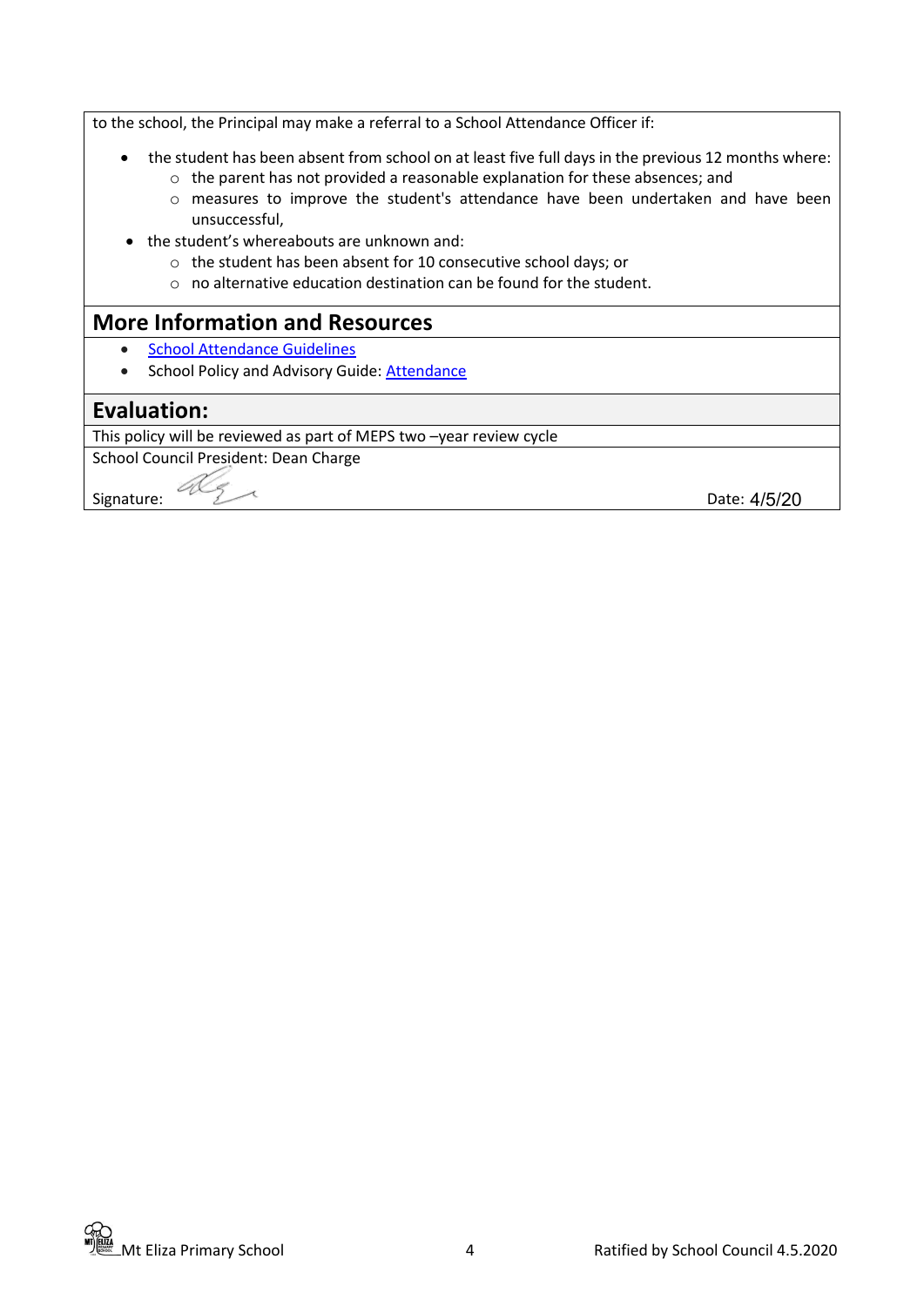to the school, the Principal may make a referral to a School Attendance Officer if:

- the student has been absent from school on at least five full days in the previous 12 months where:
  - the parent has not provided a reasonable explanation for these absences; and
  - measures to improve the student's attendance have been undertaken and have been unsuccessful,
- the student's whereabouts are unknown and:
  - the student has been absent for 10 consecutive school days; or
  - no alternative education destination can be found for the student.

## More Information and Resources

- [School Attendance Guidelines]
- School Policy and Advisory Guide: [Attendance]

## Evaluation:

This policy will be reviewed as part of MEPS two –year review cycle

School Council President: Dean Charge

Signature: Date: 4/5/20